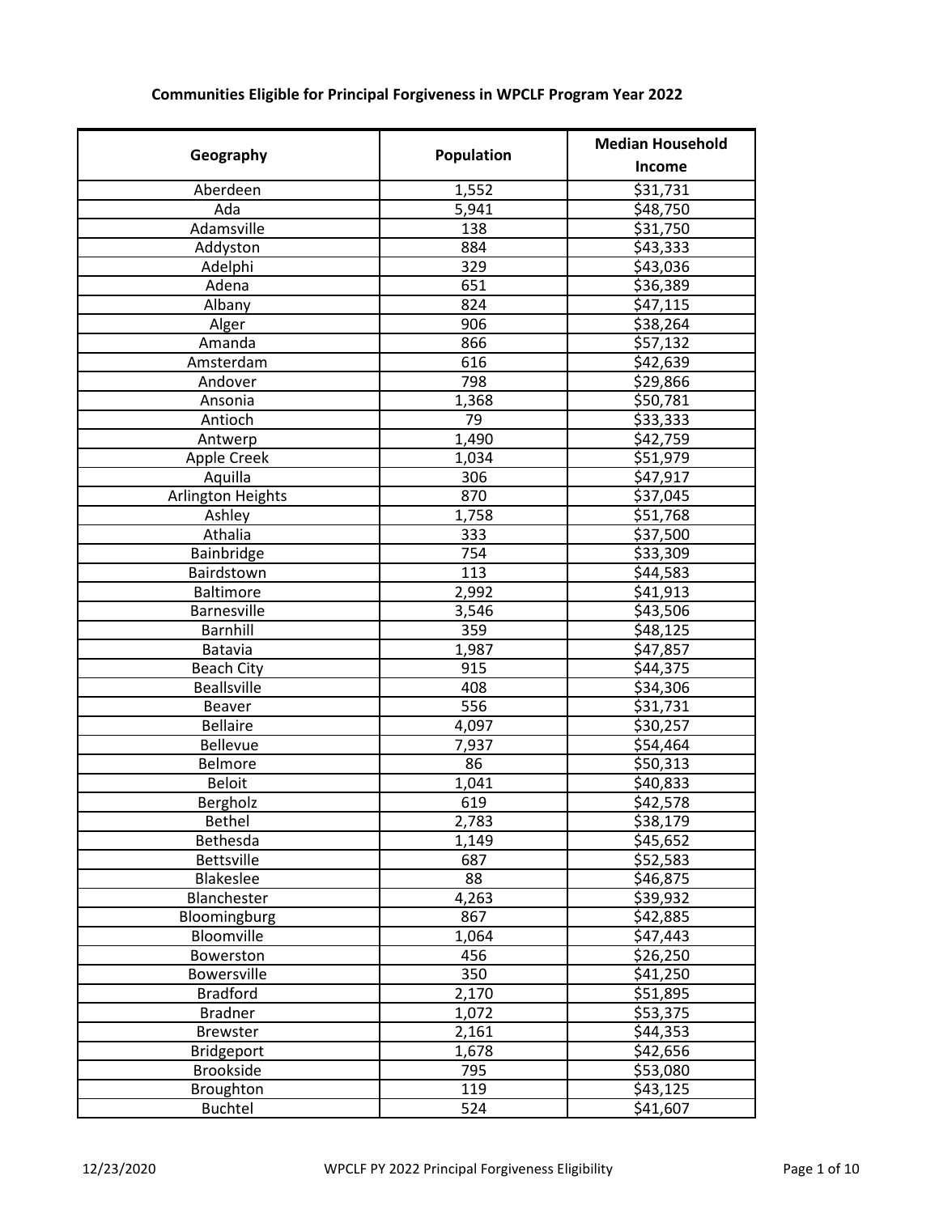**Communities Eligible for Principal Forgiveness in WPCLF Program Year 2022**

| Geography | Population | Median Household Income |
|---|---|---|
| Aberdeen | 1,552 | $31,731 |
| Ada | 5,941 | $48,750 |
| Adamsville | 138 | $31,750 |
| Addyston | 884 | $43,333 |
| Adelphi | 329 | $43,036 |
| Adena | 651 | $36,389 |
| Albany | 824 | $47,115 |
| Alger | 906 | $38,264 |
| Amanda | 866 | $57,132 |
| Amsterdam | 616 | $42,639 |
| Andover | 798 | $29,866 |
| Ansonia | 1,368 | $50,781 |
| Antioch | 79 | $33,333 |
| Antwerp | 1,490 | $42,759 |
| Apple Creek | 1,034 | $51,979 |
| Aquilla | 306 | $47,917 |
| Arlington Heights | 870 | $37,045 |
| Ashley | 1,758 | $51,768 |
| Athalia | 333 | $37,500 |
| Bainbridge | 754 | $33,309 |
| Bairdstown | 113 | $44,583 |
| Baltimore | 2,992 | $41,913 |
| Barnesville | 3,546 | $43,506 |
| Barnhill | 359 | $48,125 |
| Batavia | 1,987 | $47,857 |
| Beach City | 915 | $44,375 |
| Beallsville | 408 | $34,306 |
| Beaver | 556 | $31,731 |
| Bellaire | 4,097 | $30,257 |
| Bellevue | 7,937 | $54,464 |
| Belmore | 86 | $50,313 |
| Beloit | 1,041 | $40,833 |
| Bergholz | 619 | $42,578 |
| Bethel | 2,783 | $38,179 |
| Bethesda | 1,149 | $45,652 |
| Bettsville | 687 | $52,583 |
| Blakeslee | 88 | $46,875 |
| Blanchester | 4,263 | $39,932 |
| Bloomingburg | 867 | $42,885 |
| Bloomville | 1,064 | $47,443 |
| Bowerston | 456 | $26,250 |
| Bowersville | 350 | $41,250 |
| Bradford | 2,170 | $51,895 |
| Bradner | 1,072 | $53,375 |
| Brewster | 2,161 | $44,353 |
| Bridgeport | 1,678 | $42,656 |
| Brookside | 795 | $53,080 |
| Broughton | 119 | $43,125 |
| Buchtel | 524 | $41,607 |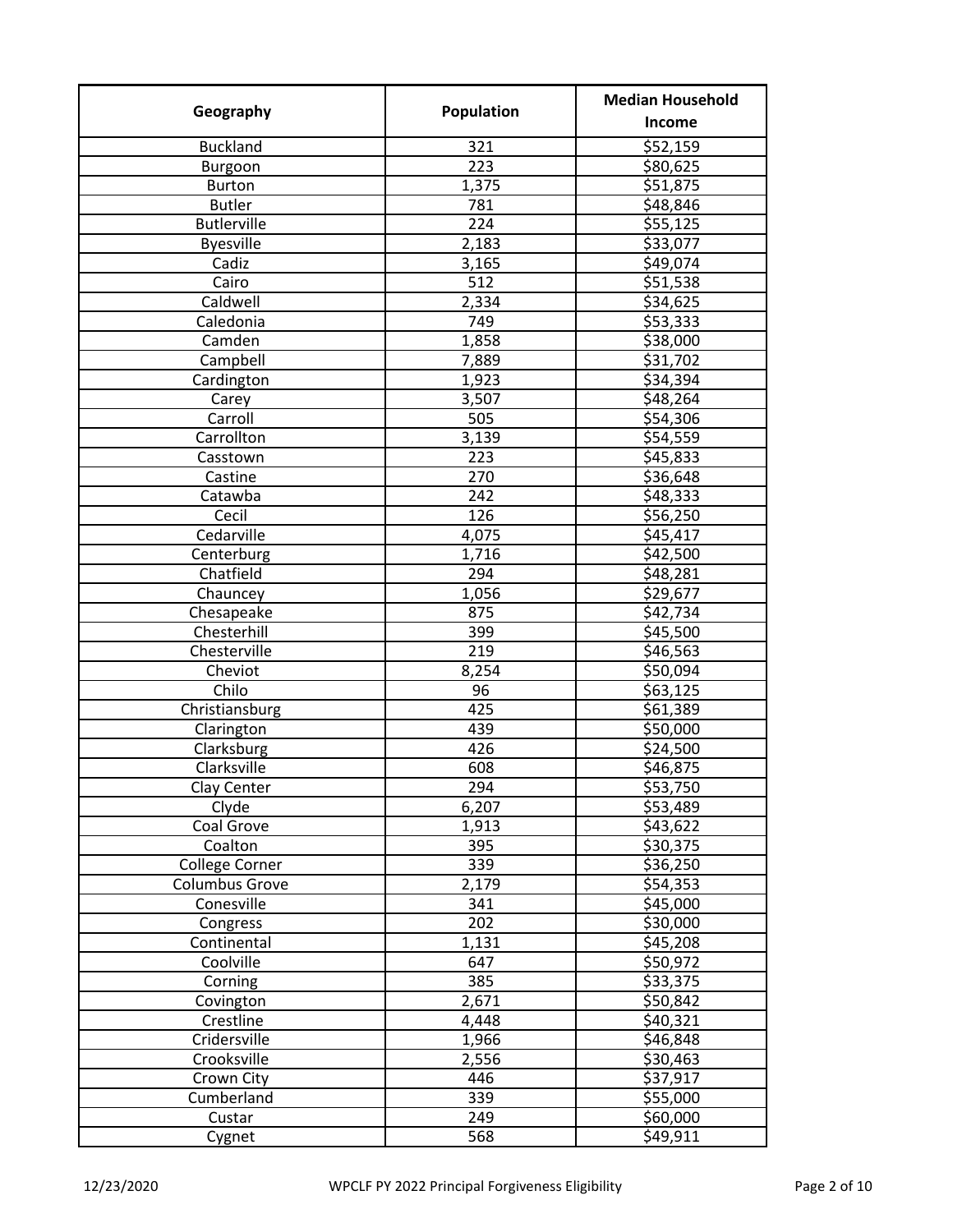| Geography | Population | Median Household Income |
|---|---|---|
| Buckland | 321 | $52,159 |
| Burgoon | 223 | $80,625 |
| Burton | 1,375 | $51,875 |
| Butler | 781 | $48,846 |
| Butlerville | 224 | $55,125 |
| Byesville | 2,183 | $33,077 |
| Cadiz | 3,165 | $49,074 |
| Cairo | 512 | $51,538 |
| Caldwell | 2,334 | $34,625 |
| Caledonia | 749 | $53,333 |
| Camden | 1,858 | $38,000 |
| Campbell | 7,889 | $31,702 |
| Cardington | 1,923 | $34,394 |
| Carey | 3,507 | $48,264 |
| Carroll | 505 | $54,306 |
| Carrollton | 3,139 | $54,559 |
| Casstown | 223 | $45,833 |
| Castine | 270 | $36,648 |
| Catawba | 242 | $48,333 |
| Cecil | 126 | $56,250 |
| Cedarville | 4,075 | $45,417 |
| Centerburg | 1,716 | $42,500 |
| Chatfield | 294 | $48,281 |
| Chauncey | 1,056 | $29,677 |
| Chesapeake | 875 | $42,734 |
| Chesterhill | 399 | $45,500 |
| Chesterville | 219 | $46,563 |
| Cheviot | 8,254 | $50,094 |
| Chilo | 96 | $63,125 |
| Christiansburg | 425 | $61,389 |
| Clarington | 439 | $50,000 |
| Clarksburg | 426 | $24,500 |
| Clarksville | 608 | $46,875 |
| Clay Center | 294 | $53,750 |
| Clyde | 6,207 | $53,489 |
| Coal Grove | 1,913 | $43,622 |
| Coalton | 395 | $30,375 |
| College Corner | 339 | $36,250 |
| Columbus Grove | 2,179 | $54,353 |
| Conesville | 341 | $45,000 |
| Congress | 202 | $30,000 |
| Continental | 1,131 | $45,208 |
| Coolville | 647 | $50,972 |
| Corning | 385 | $33,375 |
| Covington | 2,671 | $50,842 |
| Crestline | 4,448 | $40,321 |
| Cridersville | 1,966 | $46,848 |
| Crooksville | 2,556 | $30,463 |
| Crown City | 446 | $37,917 |
| Cumberland | 339 | $55,000 |
| Custar | 249 | $60,000 |
| Cygnet | 568 | $49,911 |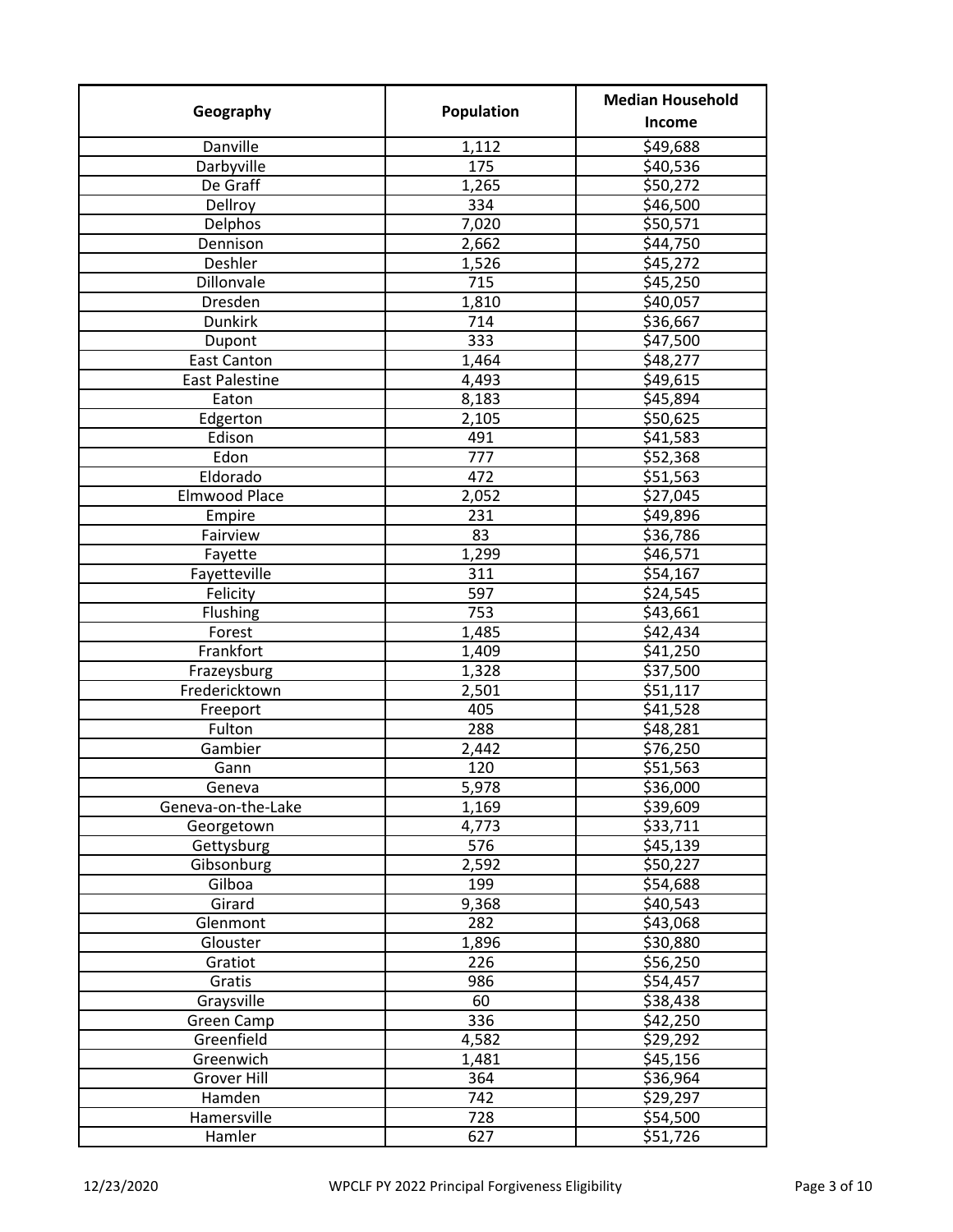| Geography | Population | Median Household Income |
|---|---|---|
| Danville | 1,112 | $49,688 |
| Darbyville | 175 | $40,536 |
| De Graff | 1,265 | $50,272 |
| Dellroy | 334 | $46,500 |
| Delphos | 7,020 | $50,571 |
| Dennison | 2,662 | $44,750 |
| Deshler | 1,526 | $45,272 |
| Dillonvale | 715 | $45,250 |
| Dresden | 1,810 | $40,057 |
| Dunkirk | 714 | $36,667 |
| Dupont | 333 | $47,500 |
| East Canton | 1,464 | $48,277 |
| East Palestine | 4,493 | $49,615 |
| Eaton | 8,183 | $45,894 |
| Edgerton | 2,105 | $50,625 |
| Edison | 491 | $41,583 |
| Edon | 777 | $52,368 |
| Eldorado | 472 | $51,563 |
| Elmwood Place | 2,052 | $27,045 |
| Empire | 231 | $49,896 |
| Fairview | 83 | $36,786 |
| Fayette | 1,299 | $46,571 |
| Fayetteville | 311 | $54,167 |
| Felicity | 597 | $24,545 |
| Flushing | 753 | $43,661 |
| Forest | 1,485 | $42,434 |
| Frankfort | 1,409 | $41,250 |
| Frazeysburg | 1,328 | $37,500 |
| Fredericktown | 2,501 | $51,117 |
| Freeport | 405 | $41,528 |
| Fulton | 288 | $48,281 |
| Gambier | 2,442 | $76,250 |
| Gann | 120 | $51,563 |
| Geneva | 5,978 | $36,000 |
| Geneva-on-the-Lake | 1,169 | $39,609 |
| Georgetown | 4,773 | $33,711 |
| Gettysburg | 576 | $45,139 |
| Gibsonburg | 2,592 | $50,227 |
| Gilboa | 199 | $54,688 |
| Girard | 9,368 | $40,543 |
| Glenmont | 282 | $43,068 |
| Glouster | 1,896 | $30,880 |
| Gratiot | 226 | $56,250 |
| Gratis | 986 | $54,457 |
| Graysville | 60 | $38,438 |
| Green Camp | 336 | $42,250 |
| Greenfield | 4,582 | $29,292 |
| Greenwich | 1,481 | $45,156 |
| Grover Hill | 364 | $36,964 |
| Hamden | 742 | $29,297 |
| Hamersville | 728 | $54,500 |
| Hamler | 627 | $51,726 |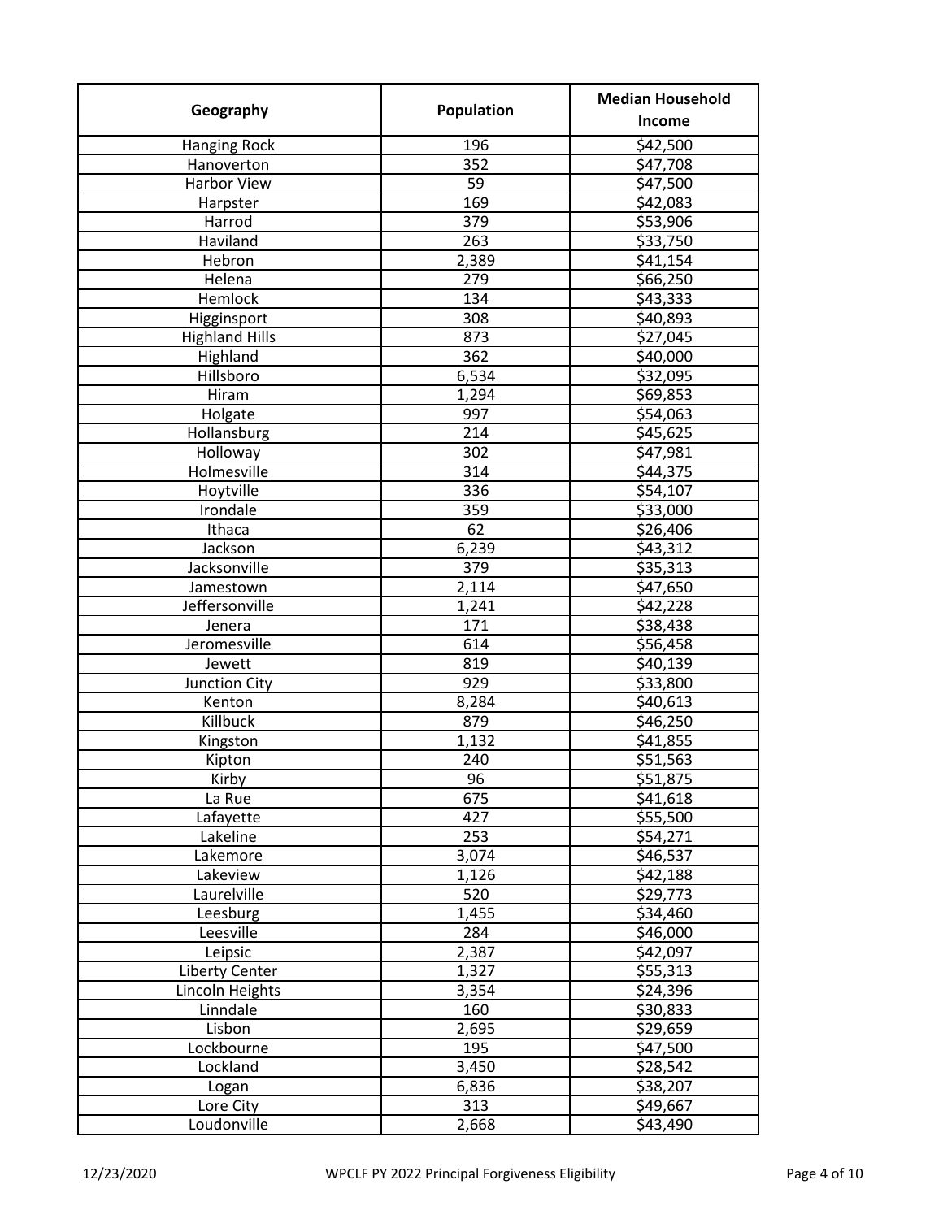| Geography | Population | Median Household Income |
|---|---|---|
| Hanging Rock | 196 | $42,500 |
| Hanoverton | 352 | $47,708 |
| Harbor View | 59 | $47,500 |
| Harpster | 169 | $42,083 |
| Harrod | 379 | $53,906 |
| Haviland | 263 | $33,750 |
| Hebron | 2,389 | $41,154 |
| Helena | 279 | $66,250 |
| Hemlock | 134 | $43,333 |
| Higginsport | 308 | $40,893 |
| Highland Hills | 873 | $27,045 |
| Highland | 362 | $40,000 |
| Hillsboro | 6,534 | $32,095 |
| Hiram | 1,294 | $69,853 |
| Holgate | 997 | $54,063 |
| Hollansburg | 214 | $45,625 |
| Holloway | 302 | $47,981 |
| Holmesville | 314 | $44,375 |
| Hoytville | 336 | $54,107 |
| Irondale | 359 | $33,000 |
| Ithaca | 62 | $26,406 |
| Jackson | 6,239 | $43,312 |
| Jacksonville | 379 | $35,313 |
| Jamestown | 2,114 | $47,650 |
| Jeffersonville | 1,241 | $42,228 |
| Jenera | 171 | $38,438 |
| Jeromesville | 614 | $56,458 |
| Jewett | 819 | $40,139 |
| Junction City | 929 | $33,800 |
| Kenton | 8,284 | $40,613 |
| Killbuck | 879 | $46,250 |
| Kingston | 1,132 | $41,855 |
| Kipton | 240 | $51,563 |
| Kirby | 96 | $51,875 |
| La Rue | 675 | $41,618 |
| Lafayette | 427 | $55,500 |
| Lakeline | 253 | $54,271 |
| Lakemore | 3,074 | $46,537 |
| Lakeview | 1,126 | $42,188 |
| Laurelville | 520 | $29,773 |
| Leesburg | 1,455 | $34,460 |
| Leesville | 284 | $46,000 |
| Leipsic | 2,387 | $42,097 |
| Liberty Center | 1,327 | $55,313 |
| Lincoln Heights | 3,354 | $24,396 |
| Linndale | 160 | $30,833 |
| Lisbon | 2,695 | $29,659 |
| Lockbourne | 195 | $47,500 |
| Lockland | 3,450 | $28,542 |
| Logan | 6,836 | $38,207 |
| Lore City | 313 | $49,667 |
| Loudonville | 2,668 | $43,490 |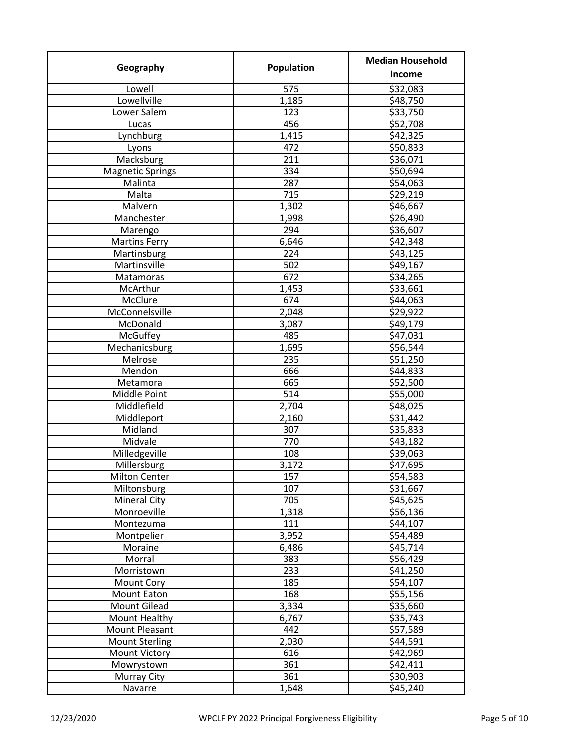| Geography | Population | Median Household Income |
|---|---|---|
| Lowell | 575 | $32,083 |
| Lowellville | 1,185 | $48,750 |
| Lower Salem | 123 | $33,750 |
| Lucas | 456 | $52,708 |
| Lynchburg | 1,415 | $42,325 |
| Lyons | 472 | $50,833 |
| Macksburg | 211 | $36,071 |
| Magnetic Springs | 334 | $50,694 |
| Malinta | 287 | $54,063 |
| Malta | 715 | $29,219 |
| Malvern | 1,302 | $46,667 |
| Manchester | 1,998 | $26,490 |
| Marengo | 294 | $36,607 |
| Martins Ferry | 6,646 | $42,348 |
| Martinsburg | 224 | $43,125 |
| Martinsville | 502 | $49,167 |
| Matamoras | 672 | $34,265 |
| McArthur | 1,453 | $33,661 |
| McClure | 674 | $44,063 |
| McConnelsville | 2,048 | $29,922 |
| McDonald | 3,087 | $49,179 |
| McGuffey | 485 | $47,031 |
| Mechanicsburg | 1,695 | $56,544 |
| Melrose | 235 | $51,250 |
| Mendon | 666 | $44,833 |
| Metamora | 665 | $52,500 |
| Middle Point | 514 | $55,000 |
| Middlefield | 2,704 | $48,025 |
| Middleport | 2,160 | $31,442 |
| Midland | 307 | $35,833 |
| Midvale | 770 | $43,182 |
| Milledgeville | 108 | $39,063 |
| Millersburg | 3,172 | $47,695 |
| Milton Center | 157 | $54,583 |
| Miltonsburg | 107 | $31,667 |
| Mineral City | 705 | $45,625 |
| Monroeville | 1,318 | $56,136 |
| Montezuma | 111 | $44,107 |
| Montpelier | 3,952 | $54,489 |
| Moraine | 6,486 | $45,714 |
| Morral | 383 | $56,429 |
| Morristown | 233 | $41,250 |
| Mount Cory | 185 | $54,107 |
| Mount Eaton | 168 | $55,156 |
| Mount Gilead | 3,334 | $35,660 |
| Mount Healthy | 6,767 | $35,743 |
| Mount Pleasant | 442 | $57,589 |
| Mount Sterling | 2,030 | $44,591 |
| Mount Victory | 616 | $42,969 |
| Mowrystown | 361 | $42,411 |
| Murray City | 361 | $30,903 |
| Navarre | 1,648 | $45,240 |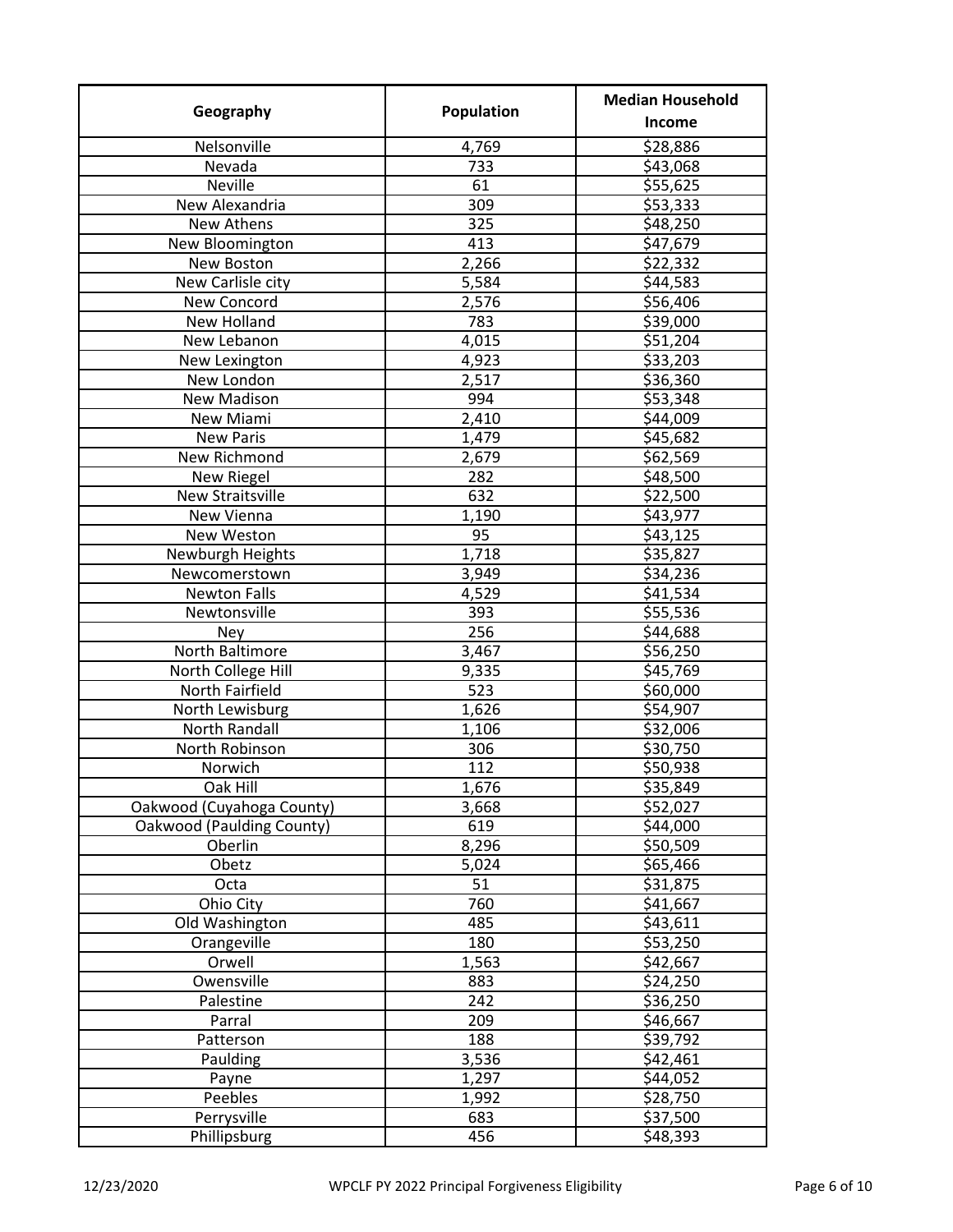| Geography | Population | Median Household Income |
| --- | --- | --- |
| Nelsonville | 4,769 | $28,886 |
| Nevada | 733 | $43,068 |
| Neville | 61 | $55,625 |
| New Alexandria | 309 | $53,333 |
| New Athens | 325 | $48,250 |
| New Bloomington | 413 | $47,679 |
| New Boston | 2,266 | $22,332 |
| New Carlisle city | 5,584 | $44,583 |
| New Concord | 2,576 | $56,406 |
| New Holland | 783 | $39,000 |
| New Lebanon | 4,015 | $51,204 |
| New Lexington | 4,923 | $33,203 |
| New London | 2,517 | $36,360 |
| New Madison | 994 | $53,348 |
| New Miami | 2,410 | $44,009 |
| New Paris | 1,479 | $45,682 |
| New Richmond | 2,679 | $62,569 |
| New Riegel | 282 | $48,500 |
| New Straitsville | 632 | $22,500 |
| New Vienna | 1,190 | $43,977 |
| New Weston | 95 | $43,125 |
| Newburgh Heights | 1,718 | $35,827 |
| Newcomerstown | 3,949 | $34,236 |
| Newton Falls | 4,529 | $41,534 |
| Newtonsville | 393 | $55,536 |
| Ney | 256 | $44,688 |
| North Baltimore | 3,467 | $56,250 |
| North College Hill | 9,335 | $45,769 |
| North Fairfield | 523 | $60,000 |
| North Lewisburg | 1,626 | $54,907 |
| North Randall | 1,106 | $32,006 |
| North Robinson | 306 | $30,750 |
| Norwich | 112 | $50,938 |
| Oak Hill | 1,676 | $35,849 |
| Oakwood (Cuyahoga County) | 3,668 | $52,027 |
| Oakwood (Paulding County) | 619 | $44,000 |
| Oberlin | 8,296 | $50,509 |
| Obetz | 5,024 | $65,466 |
| Octa | 51 | $31,875 |
| Ohio City | 760 | $41,667 |
| Old Washington | 485 | $43,611 |
| Orangeville | 180 | $53,250 |
| Orwell | 1,563 | $42,667 |
| Owensville | 883 | $24,250 |
| Palestine | 242 | $36,250 |
| Parral | 209 | $46,667 |
| Patterson | 188 | $39,792 |
| Paulding | 3,536 | $42,461 |
| Payne | 1,297 | $44,052 |
| Peebles | 1,992 | $28,750 |
| Perrysville | 683 | $37,500 |
| Phillipsburg | 456 | $48,393 |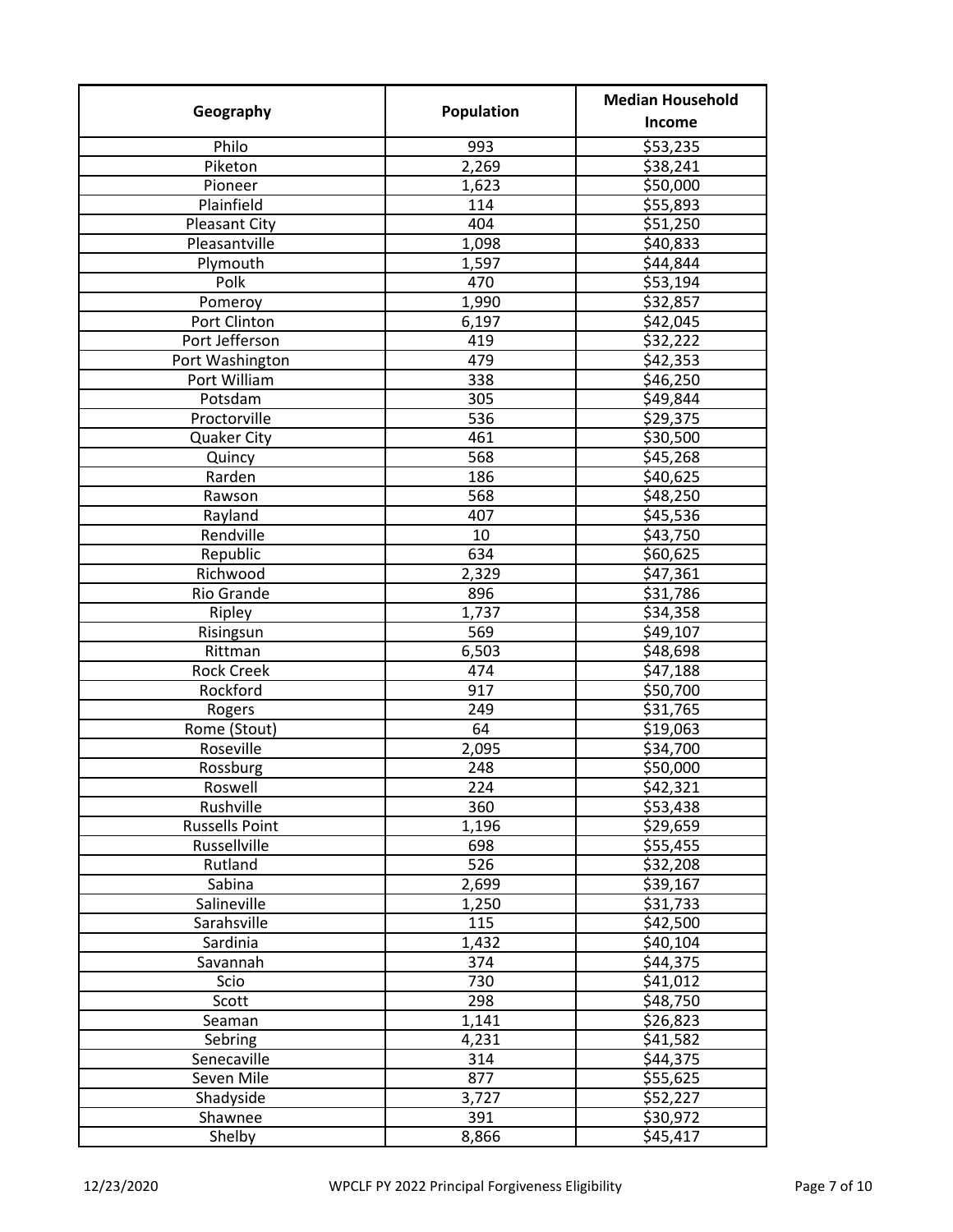| Geography | Population | Median Household Income |
| --- | --- | --- |
| Philo | 993 | $53,235 |
| Piketon | 2,269 | $38,241 |
| Pioneer | 1,623 | $50,000 |
| Plainfield | 114 | $55,893 |
| Pleasant City | 404 | $51,250 |
| Pleasantville | 1,098 | $40,833 |
| Plymouth | 1,597 | $44,844 |
| Polk | 470 | $53,194 |
| Pomeroy | 1,990 | $32,857 |
| Port Clinton | 6,197 | $42,045 |
| Port Jefferson | 419 | $32,222 |
| Port Washington | 479 | $42,353 |
| Port William | 338 | $46,250 |
| Potsdam | 305 | $49,844 |
| Proctorville | 536 | $29,375 |
| Quaker City | 461 | $30,500 |
| Quincy | 568 | $45,268 |
| Rarden | 186 | $40,625 |
| Rawson | 568 | $48,250 |
| Rayland | 407 | $45,536 |
| Rendville | 10 | $43,750 |
| Republic | 634 | $60,625 |
| Richwood | 2,329 | $47,361 |
| Rio Grande | 896 | $31,786 |
| Ripley | 1,737 | $34,358 |
| Risingsun | 569 | $49,107 |
| Rittman | 6,503 | $48,698 |
| Rock Creek | 474 | $47,188 |
| Rockford | 917 | $50,700 |
| Rogers | 249 | $31,765 |
| Rome (Stout) | 64 | $19,063 |
| Roseville | 2,095 | $34,700 |
| Rossburg | 248 | $50,000 |
| Roswell | 224 | $42,321 |
| Rushville | 360 | $53,438 |
| Russells Point | 1,196 | $29,659 |
| Russellville | 698 | $55,455 |
| Rutland | 526 | $32,208 |
| Sabina | 2,699 | $39,167 |
| Salineville | 1,250 | $31,733 |
| Sarahsville | 115 | $42,500 |
| Sardinia | 1,432 | $40,104 |
| Savannah | 374 | $44,375 |
| Scio | 730 | $41,012 |
| Scott | 298 | $48,750 |
| Seaman | 1,141 | $26,823 |
| Sebring | 4,231 | $41,582 |
| Senecaville | 314 | $44,375 |
| Seven Mile | 877 | $55,625 |
| Shadyside | 3,727 | $52,227 |
| Shawnee | 391 | $30,972 |
| Shelby | 8,866 | $45,417 |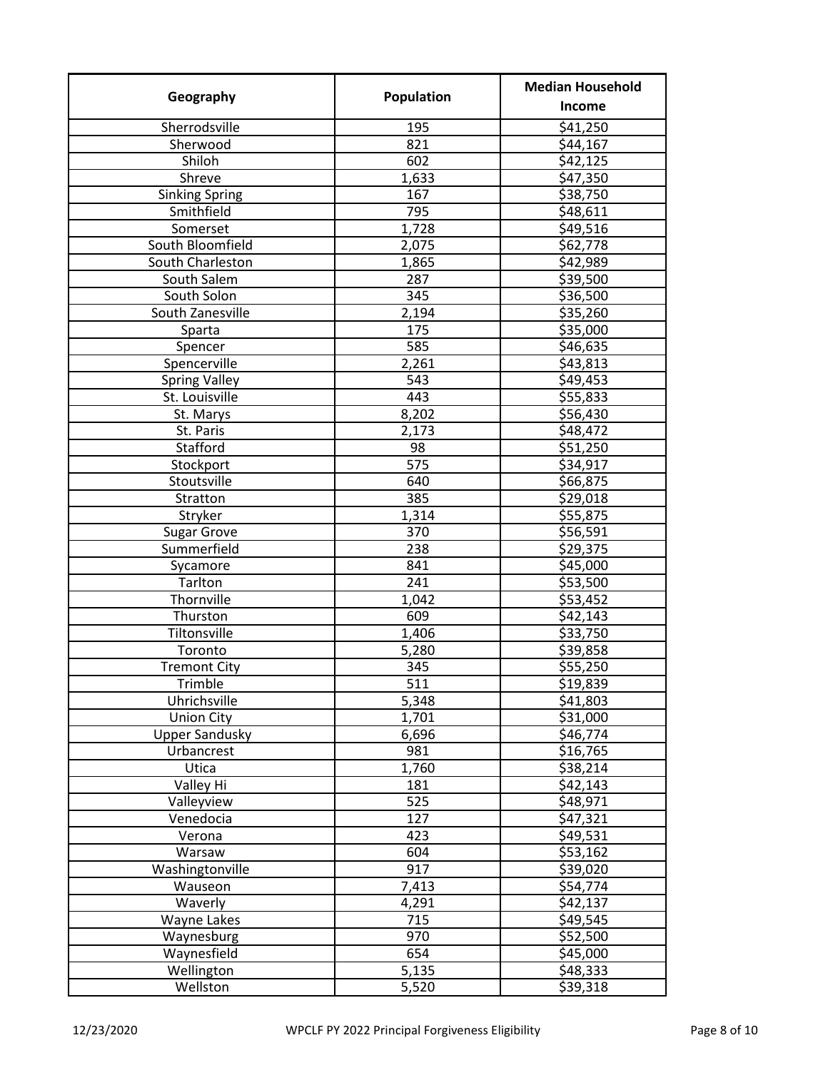| Geography | Population | Median Household Income |
|---|---|---|
| Sherrodsville | 195 | $41,250 |
| Sherwood | 821 | $44,167 |
| Shiloh | 602 | $42,125 |
| Shreve | 1,633 | $47,350 |
| Sinking Spring | 167 | $38,750 |
| Smithfield | 795 | $48,611 |
| Somerset | 1,728 | $49,516 |
| South Bloomfield | 2,075 | $62,778 |
| South Charleston | 1,865 | $42,989 |
| South Salem | 287 | $39,500 |
| South Solon | 345 | $36,500 |
| South Zanesville | 2,194 | $35,260 |
| Sparta | 175 | $35,000 |
| Spencer | 585 | $46,635 |
| Spencerville | 2,261 | $43,813 |
| Spring Valley | 543 | $49,453 |
| St. Louisville | 443 | $55,833 |
| St. Marys | 8,202 | $56,430 |
| St. Paris | 2,173 | $48,472 |
| Stafford | 98 | $51,250 |
| Stockport | 575 | $34,917 |
| Stoutsville | 640 | $66,875 |
| Stratton | 385 | $29,018 |
| Stryker | 1,314 | $55,875 |
| Sugar Grove | 370 | $56,591 |
| Summerfield | 238 | $29,375 |
| Sycamore | 841 | $45,000 |
| Tarlton | 241 | $53,500 |
| Thornville | 1,042 | $53,452 |
| Thurston | 609 | $42,143 |
| Tiltonsville | 1,406 | $33,750 |
| Toronto | 5,280 | $39,858 |
| Tremont City | 345 | $55,250 |
| Trimble | 511 | $19,839 |
| Uhrichsville | 5,348 | $41,803 |
| Union City | 1,701 | $31,000 |
| Upper Sandusky | 6,696 | $46,774 |
| Urbancrest | 981 | $16,765 |
| Utica | 1,760 | $38,214 |
| Valley Hi | 181 | $42,143 |
| Valleyview | 525 | $48,971 |
| Venedocia | 127 | $47,321 |
| Verona | 423 | $49,531 |
| Warsaw | 604 | $53,162 |
| Washingtonville | 917 | $39,020 |
| Wauseon | 7,413 | $54,774 |
| Waverly | 4,291 | $42,137 |
| Wayne Lakes | 715 | $49,545 |
| Waynesburg | 970 | $52,500 |
| Waynesfield | 654 | $45,000 |
| Wellington | 5,135 | $48,333 |
| Wellston | 5,520 | $39,318 |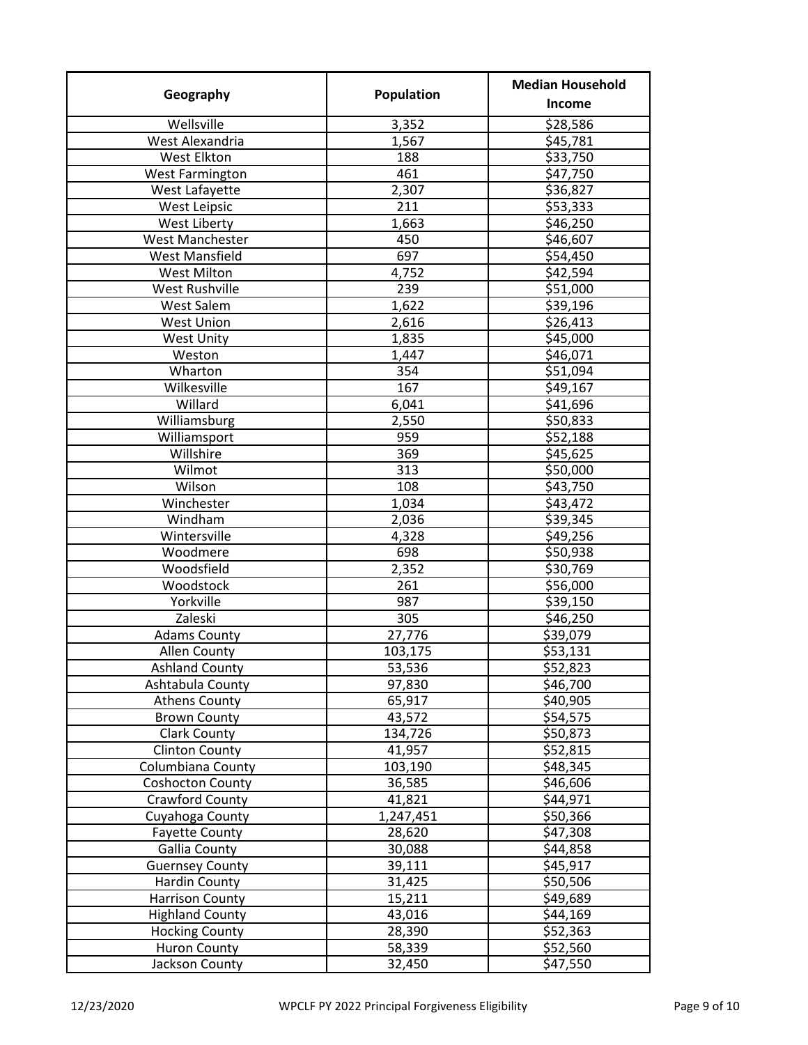| Geography | Population | Median Household Income |
|---|---|---|
| Wellsville | 3,352 | $28,586 |
| West Alexandria | 1,567 | $45,781 |
| West Elkton | 188 | $33,750 |
| West Farmington | 461 | $47,750 |
| West Lafayette | 2,307 | $36,827 |
| West Leipsic | 211 | $53,333 |
| West Liberty | 1,663 | $46,250 |
| West Manchester | 450 | $46,607 |
| West Mansfield | 697 | $54,450 |
| West Milton | 4,752 | $42,594 |
| West Rushville | 239 | $51,000 |
| West Salem | 1,622 | $39,196 |
| West Union | 2,616 | $26,413 |
| West Unity | 1,835 | $45,000 |
| Weston | 1,447 | $46,071 |
| Wharton | 354 | $51,094 |
| Wilkesville | 167 | $49,167 |
| Willard | 6,041 | $41,696 |
| Williamsburg | 2,550 | $50,833 |
| Williamsport | 959 | $52,188 |
| Willshire | 369 | $45,625 |
| Wilmot | 313 | $50,000 |
| Wilson | 108 | $43,750 |
| Winchester | 1,034 | $43,472 |
| Windham | 2,036 | $39,345 |
| Wintersville | 4,328 | $49,256 |
| Woodmere | 698 | $50,938 |
| Woodsfield | 2,352 | $30,769 |
| Woodstock | 261 | $56,000 |
| Yorkville | 987 | $39,150 |
| Zaleski | 305 | $46,250 |
| Adams County | 27,776 | $39,079 |
| Allen County | 103,175 | $53,131 |
| Ashland County | 53,536 | $52,823 |
| Ashtabula County | 97,830 | $46,700 |
| Athens County | 65,917 | $40,905 |
| Brown County | 43,572 | $54,575 |
| Clark County | 134,726 | $50,873 |
| Clinton County | 41,957 | $52,815 |
| Columbiana County | 103,190 | $48,345 |
| Coshocton County | 36,585 | $46,606 |
| Crawford County | 41,821 | $44,971 |
| Cuyahoga County | 1,247,451 | $50,366 |
| Fayette County | 28,620 | $47,308 |
| Gallia County | 30,088 | $44,858 |
| Guernsey County | 39,111 | $45,917 |
| Hardin County | 31,425 | $50,506 |
| Harrison County | 15,211 | $49,689 |
| Highland County | 43,016 | $44,169 |
| Hocking County | 28,390 | $52,363 |
| Huron County | 58,339 | $52,560 |
| Jackson County | 32,450 | $47,550 |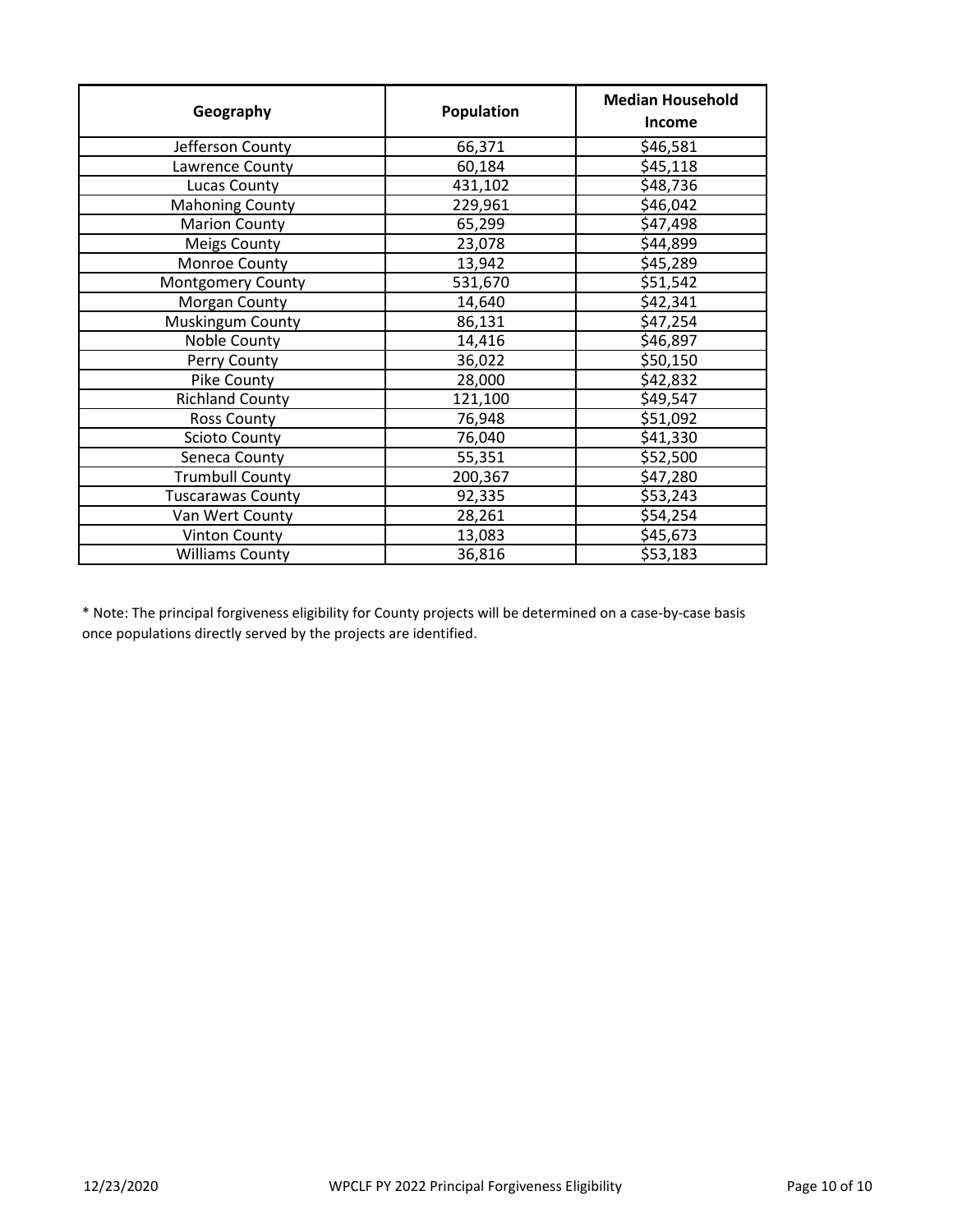| Geography | Population | Median Household Income |
|---|---|---|
| Jefferson County | 66,371 | $46,581 |
| Lawrence County | 60,184 | $45,118 |
| Lucas County | 431,102 | $48,736 |
| Mahoning County | 229,961 | $46,042 |
| Marion County | 65,299 | $47,498 |
| Meigs County | 23,078 | $44,899 |
| Monroe County | 13,942 | $45,289 |
| Montgomery County | 531,670 | $51,542 |
| Morgan County | 14,640 | $42,341 |
| Muskingum County | 86,131 | $47,254 |
| Noble County | 14,416 | $46,897 |
| Perry County | 36,022 | $50,150 |
| Pike County | 28,000 | $42,832 |
| Richland County | 121,100 | $49,547 |
| Ross County | 76,948 | $51,092 |
| Scioto County | 76,040 | $41,330 |
| Seneca County | 55,351 | $52,500 |
| Trumbull County | 200,367 | $47,280 |
| Tuscarawas County | 92,335 | $53,243 |
| Van Wert County | 28,261 | $54,254 |
| Vinton County | 13,083 | $45,673 |
| Williams County | 36,816 | $53,183 |

* Note: The principal forgiveness eligibility for County projects will be determined on a case-by-case basis once populations directly served by the projects are identified.